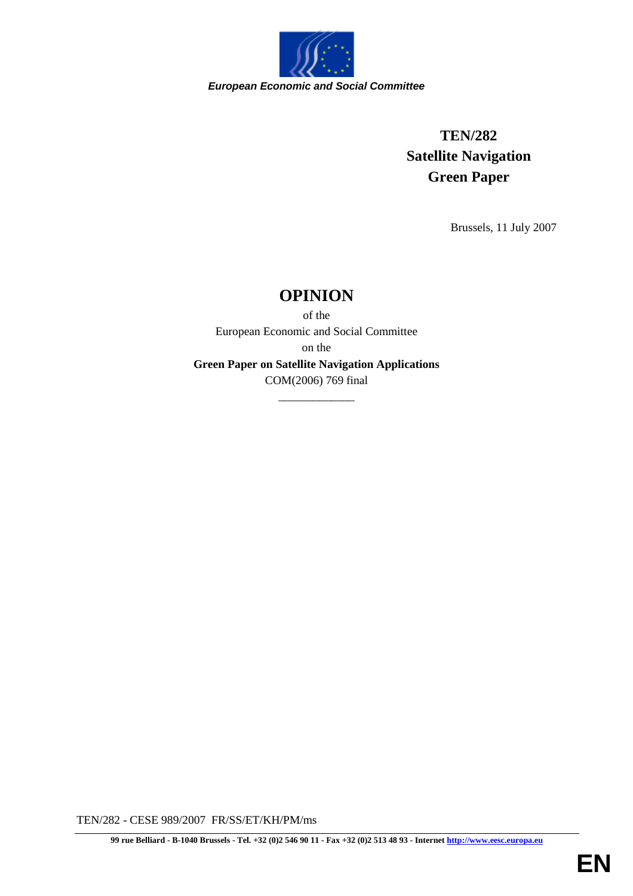*European Economic and Social Committee*

**TEN/282**
**Satellite Navigation**
**Green Paper**

Brussels, 11 July 2007

# OPINION

of the
European Economic and Social Committee
on the
**Green Paper on Satellite Navigation Applications**
COM(2006) 769 final

\_\_\_\_\_\_\_\_\_\_\_\_\_

TEN/282 - CESE 989/2007 FR/SS/ET/KH/PM/ms

**99 rue Belliard - B-1040 Brussels - Tel. +32 (0)2 546 90 11 - Fax +32 (0)2 513 48 93 - Internet http://www.eesc.europa.eu**

EN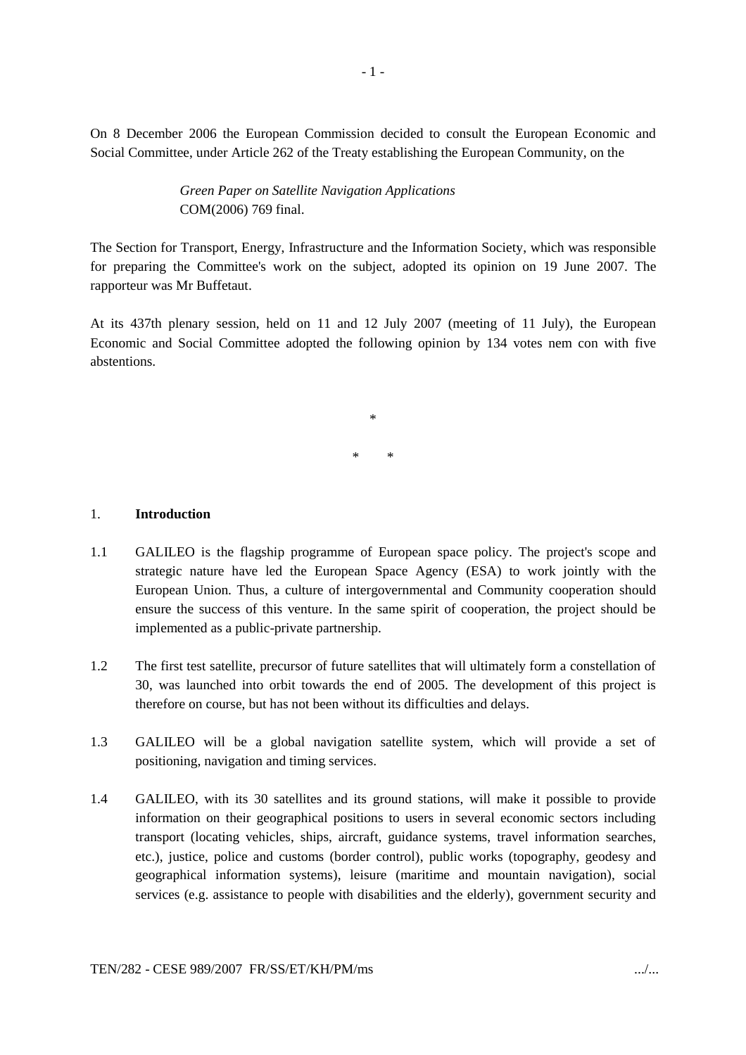On 8 December 2006 the European Commission decided to consult the European Economic and Social Committee, under Article 262 of the Treaty establishing the European Community, on the

> *Green Paper on Satellite Navigation Applications*
> COM(2006) 769 final.

The Section for Transport, Energy, Infrastructure and the Information Society, which was responsible for preparing the Committee's work on the subject, adopted its opinion on 19 June 2007. The rapporteur was Mr Buffetaut.

At its 437th plenary session, held on 11 and 12 July 2007 (meeting of 11 July), the European Economic and Social Committee adopted the following opinion by 134 votes nem con with five abstentions.

*

\*      \*

## 1. **Introduction**

1.1 GALILEO is the flagship programme of European space policy. The project's scope and strategic nature have led the European Space Agency (ESA) to work jointly with the European Union. Thus, a culture of intergovernmental and Community cooperation should ensure the success of this venture. In the same spirit of cooperation, the project should be implemented as a public-private partnership.

1.2 The first test satellite, precursor of future satellites that will ultimately form a constellation of 30, was launched into orbit towards the end of 2005. The development of this project is therefore on course, but has not been without its difficulties and delays.

1.3 GALILEO will be a global navigation satellite system, which will provide a set of positioning, navigation and timing services.

1.4 GALILEO, with its 30 satellites and its ground stations, will make it possible to provide information on their geographical positions to users in several economic sectors including transport (locating vehicles, ships, aircraft, guidance systems, travel information searches, etc.), justice, police and customs (border control), public works (topography, geodesy and geographical information systems), leisure (maritime and mountain navigation), social services (e.g. assistance to people with disabilities and the elderly), government security and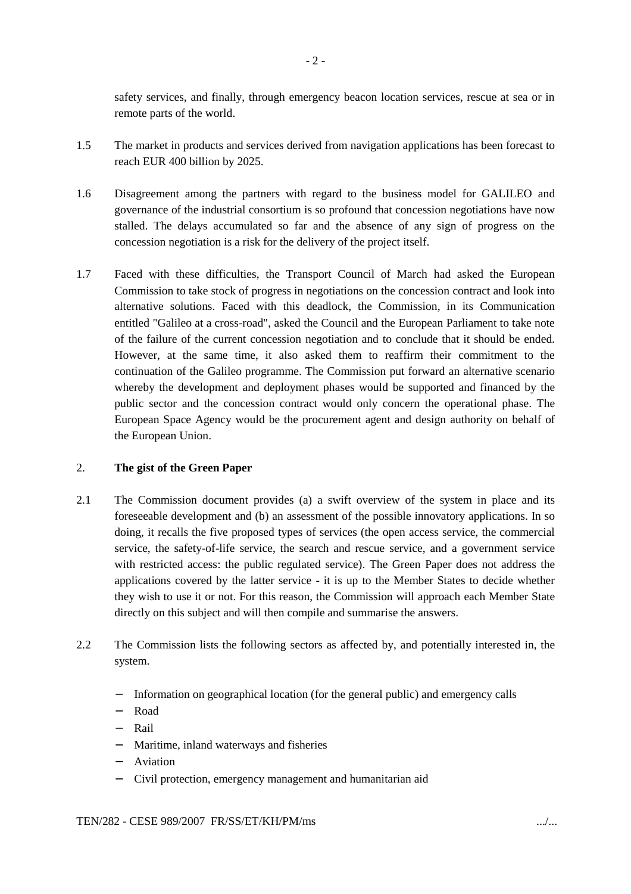safety services, and finally, through emergency beacon location services, rescue at sea or in remote parts of the world.

1.5 The market in products and services derived from navigation applications has been forecast to reach EUR 400 billion by 2025.

1.6 Disagreement among the partners with regard to the business model for GALILEO and governance of the industrial consortium is so profound that concession negotiations have now stalled. The delays accumulated so far and the absence of any sign of progress on the concession negotiation is a risk for the delivery of the project itself.

1.7 Faced with these difficulties, the Transport Council of March had asked the European Commission to take stock of progress in negotiations on the concession contract and look into alternative solutions. Faced with this deadlock, the Commission, in its Communication entitled "Galileo at a cross-road", asked the Council and the European Parliament to take note of the failure of the current concession negotiation and to conclude that it should be ended. However, at the same time, it also asked them to reaffirm their commitment to the continuation of the Galileo programme. The Commission put forward an alternative scenario whereby the development and deployment phases would be supported and financed by the public sector and the concession contract would only concern the operational phase. The European Space Agency would be the procurement agent and design authority on behalf of the European Union.

## 2. The gist of the Green Paper

2.1 The Commission document provides (a) a swift overview of the system in place and its foreseeable development and (b) an assessment of the possible innovatory applications. In so doing, it recalls the five proposed types of services (the open access service, the commercial service, the safety-of-life service, the search and rescue service, and a government service with restricted access: the public regulated service). The Green Paper does not address the applications covered by the latter service - it is up to the Member States to decide whether they wish to use it or not. For this reason, the Commission will approach each Member State directly on this subject and will then compile and summarise the answers.

2.2 The Commission lists the following sectors as affected by, and potentially interested in, the system.

- Information on geographical location (for the general public) and emergency calls
- Road
- Rail
- Maritime, inland waterways and fisheries
- Aviation
- Civil protection, emergency management and humanitarian aid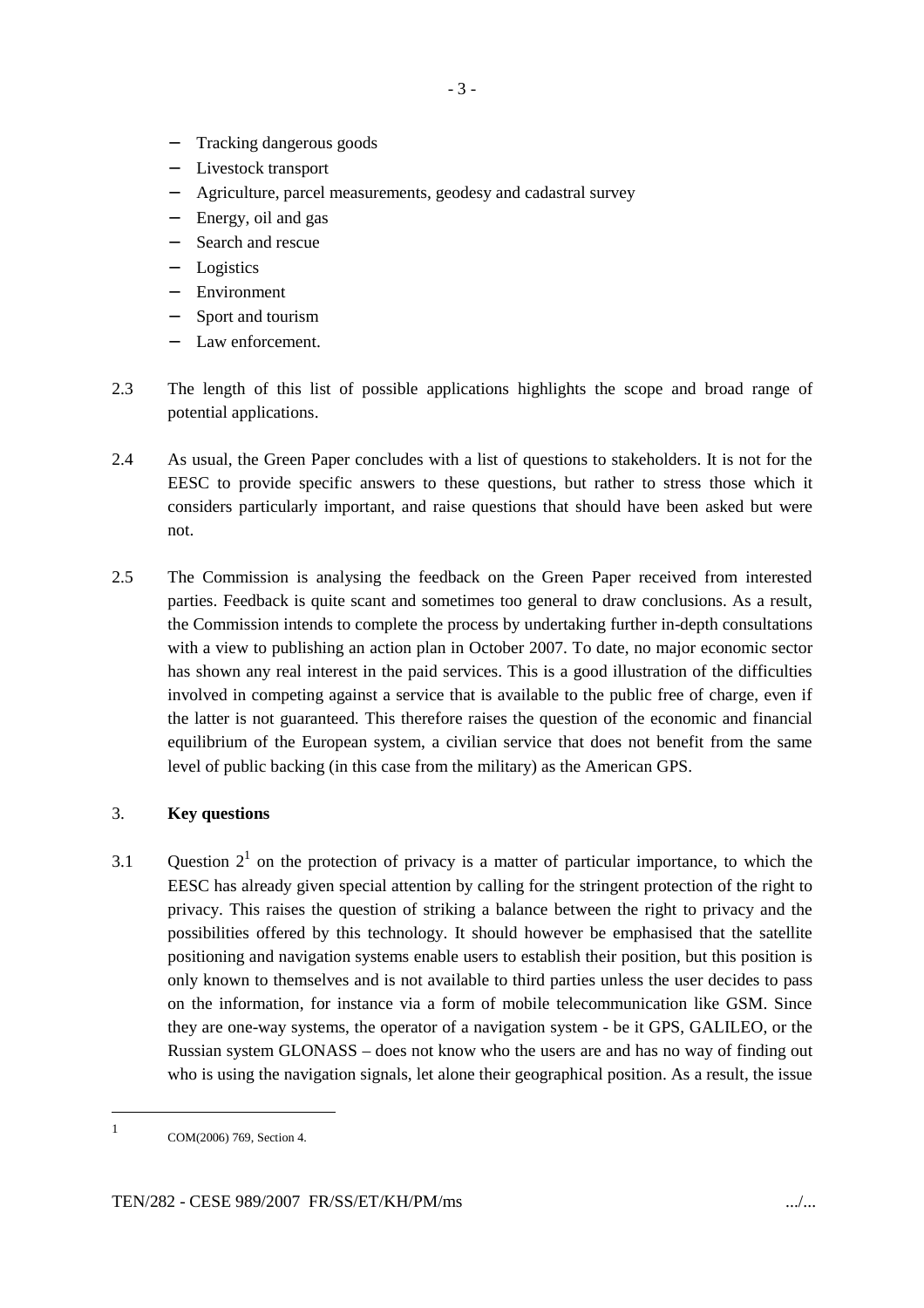- Tracking dangerous goods
- Livestock transport
- Agriculture, parcel measurements, geodesy and cadastral survey
- Energy, oil and gas
- Search and rescue
- Logistics
- Environment
- Sport and tourism
- Law enforcement.

2.3 The length of this list of possible applications highlights the scope and broad range of potential applications.

2.4 As usual, the Green Paper concludes with a list of questions to stakeholders. It is not for the EESC to provide specific answers to these questions, but rather to stress those which it considers particularly important, and raise questions that should have been asked but were not.

2.5 The Commission is analysing the feedback on the Green Paper received from interested parties. Feedback is quite scant and sometimes too general to draw conclusions. As a result, the Commission intends to complete the process by undertaking further in-depth consultations with a view to publishing an action plan in October 2007. To date, no major economic sector has shown any real interest in the paid services. This is a good illustration of the difficulties involved in competing against a service that is available to the public free of charge, even if the latter is not guaranteed. This therefore raises the question of the economic and financial equilibrium of the European system, a civilian service that does not benefit from the same level of public backing (in this case from the military) as the American GPS.

## 3. **Key questions**

3.1 Question 2[1] on the protection of privacy is a matter of particular importance, to which the EESC has already given special attention by calling for the stringent protection of the right to privacy. This raises the question of striking a balance between the right to privacy and the possibilities offered by this technology. It should however be emphasised that the satellite positioning and navigation systems enable users to establish their position, but this position is only known to themselves and is not available to third parties unless the user decides to pass on the information, for instance via a form of mobile telecommunication like GSM. Since they are one-way systems, the operator of a navigation system - be it GPS, GALILEO, or the Russian system GLONASS – does not know who the users are and has no way of finding out who is using the navigation signals, let alone their geographical position. As a result, the issue

[1] COM(2006) 769, Section 4.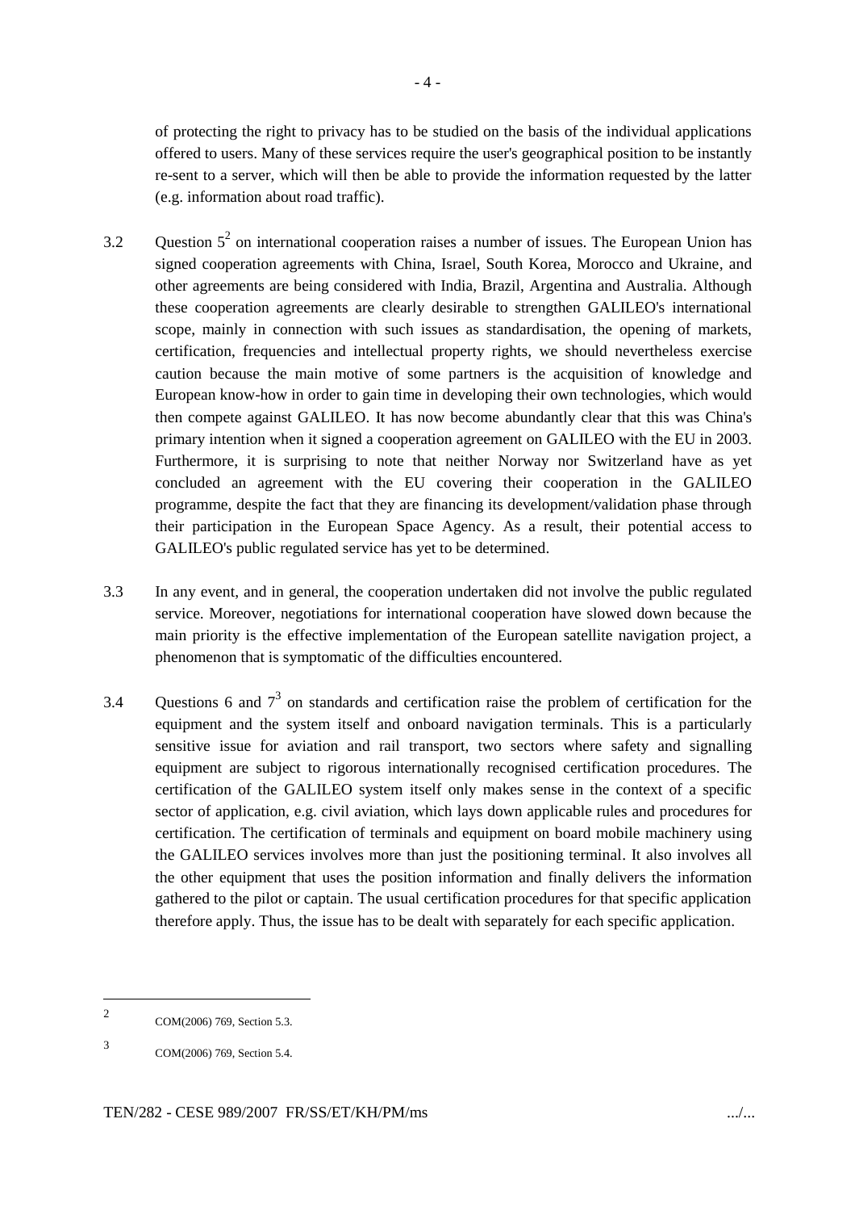of protecting the right to privacy has to be studied on the basis of the individual applications offered to users. Many of these services require the user's geographical position to be instantly re-sent to a server, which will then be able to provide the information requested by the latter (e.g. information about road traffic).

3.2 Question 5[2] on international cooperation raises a number of issues. The European Union has signed cooperation agreements with China, Israel, South Korea, Morocco and Ukraine, and other agreements are being considered with India, Brazil, Argentina and Australia. Although these cooperation agreements are clearly desirable to strengthen GALILEO's international scope, mainly in connection with such issues as standardisation, the opening of markets, certification, frequencies and intellectual property rights, we should nevertheless exercise caution because the main motive of some partners is the acquisition of knowledge and European know-how in order to gain time in developing their own technologies, which would then compete against GALILEO. It has now become abundantly clear that this was China's primary intention when it signed a cooperation agreement on GALILEO with the EU in 2003. Furthermore, it is surprising to note that neither Norway nor Switzerland have as yet concluded an agreement with the EU covering their cooperation in the GALILEO programme, despite the fact that they are financing its development/validation phase through their participation in the European Space Agency. As a result, their potential access to GALILEO's public regulated service has yet to be determined.

3.3 In any event, and in general, the cooperation undertaken did not involve the public regulated service. Moreover, negotiations for international cooperation have slowed down because the main priority is the effective implementation of the European satellite navigation project, a phenomenon that is symptomatic of the difficulties encountered.

3.4 Questions 6 and 7[3] on standards and certification raise the problem of certification for the equipment and the system itself and onboard navigation terminals. This is a particularly sensitive issue for aviation and rail transport, two sectors where safety and signalling equipment are subject to rigorous internationally recognised certification procedures. The certification of the GALILEO system itself only makes sense in the context of a specific sector of application, e.g. civil aviation, which lays down applicable rules and procedures for certification. The certification of terminals and equipment on board mobile machinery using the GALILEO services involves more than just the positioning terminal. It also involves all the other equipment that uses the position information and finally delivers the information gathered to the pilot or captain. The usual certification procedures for that specific application therefore apply. Thus, the issue has to be dealt with separately for each specific application.

---

[2] COM(2006) 769, Section 5.3.

[3] COM(2006) 769, Section 5.4.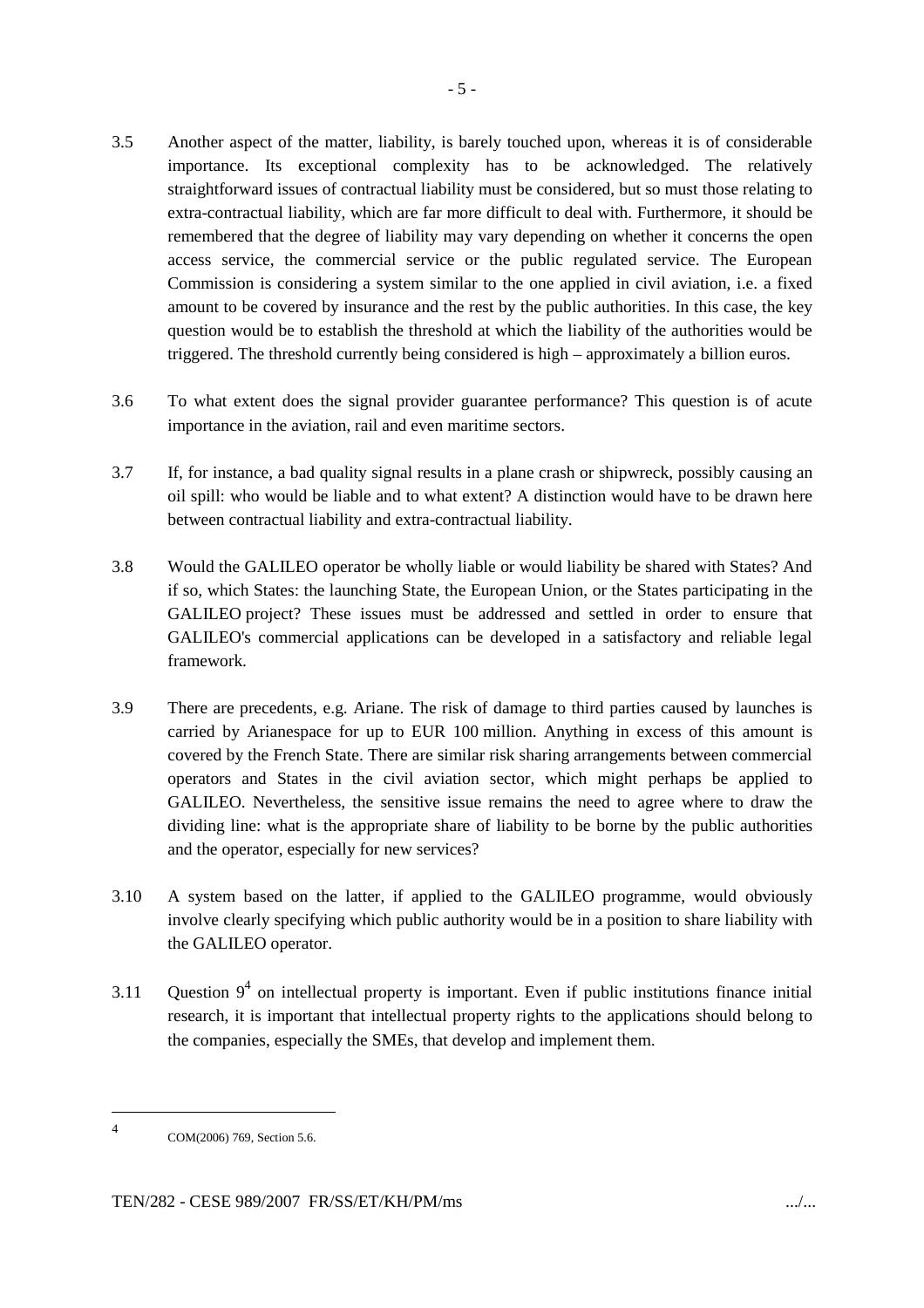3.5 Another aspect of the matter, liability, is barely touched upon, whereas it is of considerable importance. Its exceptional complexity has to be acknowledged. The relatively straightforward issues of contractual liability must be considered, but so must those relating to extra-contractual liability, which are far more difficult to deal with. Furthermore, it should be remembered that the degree of liability may vary depending on whether it concerns the open access service, the commercial service or the public regulated service. The European Commission is considering a system similar to the one applied in civil aviation, i.e. a fixed amount to be covered by insurance and the rest by the public authorities. In this case, the key question would be to establish the threshold at which the liability of the authorities would be triggered. The threshold currently being considered is high – approximately a billion euros.

3.6 To what extent does the signal provider guarantee performance? This question is of acute importance in the aviation, rail and even maritime sectors.

3.7 If, for instance, a bad quality signal results in a plane crash or shipwreck, possibly causing an oil spill: who would be liable and to what extent? A distinction would have to be drawn here between contractual liability and extra-contractual liability.

3.8 Would the GALILEO operator be wholly liable or would liability be shared with States? And if so, which States: the launching State, the European Union, or the States participating in the GALILEO project? These issues must be addressed and settled in order to ensure that GALILEO's commercial applications can be developed in a satisfactory and reliable legal framework.

3.9 There are precedents, e.g. Ariane. The risk of damage to third parties caused by launches is carried by Arianespace for up to EUR 100 million. Anything in excess of this amount is covered by the French State. There are similar risk sharing arrangements between commercial operators and States in the civil aviation sector, which might perhaps be applied to GALILEO. Nevertheless, the sensitive issue remains the need to agree where to draw the dividing line: what is the appropriate share of liability to be borne by the public authorities and the operator, especially for new services?

3.10 A system based on the latter, if applied to the GALILEO programme, would obviously involve clearly specifying which public authority would be in a position to share liability with the GALILEO operator.

3.11 Question 9[4] on intellectual property is important. Even if public institutions finance initial research, it is important that intellectual property rights to the applications should belong to the companies, especially the SMEs, that develop and implement them.

---

[4] COM(2006) 769, Section 5.6.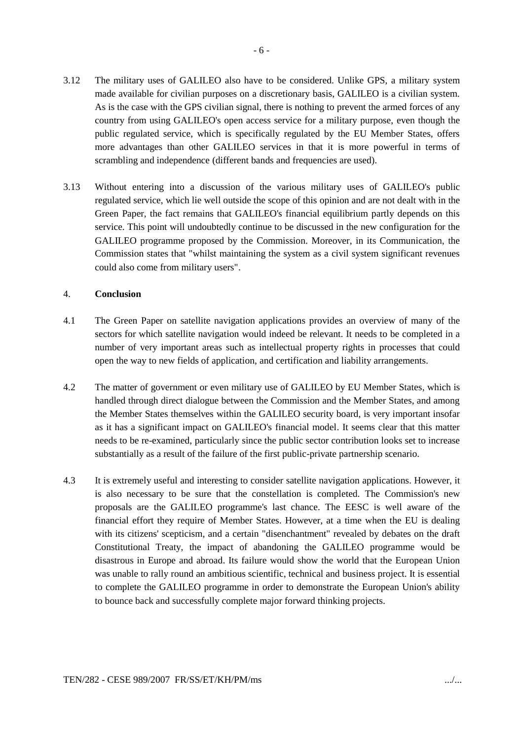3.12 The military uses of GALILEO also have to be considered. Unlike GPS, a military system made available for civilian purposes on a discretionary basis, GALILEO is a civilian system. As is the case with the GPS civilian signal, there is nothing to prevent the armed forces of any country from using GALILEO's open access service for a military purpose, even though the public regulated service, which is specifically regulated by the EU Member States, offers more advantages than other GALILEO services in that it is more powerful in terms of scrambling and independence (different bands and frequencies are used).

3.13 Without entering into a discussion of the various military uses of GALILEO's public regulated service, which lie well outside the scope of this opinion and are not dealt with in the Green Paper, the fact remains that GALILEO's financial equilibrium partly depends on this service. This point will undoubtedly continue to be discussed in the new configuration for the GALILEO programme proposed by the Commission. Moreover, in its Communication, the Commission states that "whilst maintaining the system as a civil system significant revenues could also come from military users".

## 4. Conclusion

4.1 The Green Paper on satellite navigation applications provides an overview of many of the sectors for which satellite navigation would indeed be relevant. It needs to be completed in a number of very important areas such as intellectual property rights in processes that could open the way to new fields of application, and certification and liability arrangements.

4.2 The matter of government or even military use of GALILEO by EU Member States, which is handled through direct dialogue between the Commission and the Member States, and among the Member States themselves within the GALILEO security board, is very important insofar as it has a significant impact on GALILEO's financial model. It seems clear that this matter needs to be re-examined, particularly since the public sector contribution looks set to increase substantially as a result of the failure of the first public-private partnership scenario.

4.3 It is extremely useful and interesting to consider satellite navigation applications. However, it is also necessary to be sure that the constellation is completed. The Commission's new proposals are the GALILEO programme's last chance. The EESC is well aware of the financial effort they require of Member States. However, at a time when the EU is dealing with its citizens' scepticism, and a certain "disenchantment" revealed by debates on the draft Constitutional Treaty, the impact of abandoning the GALILEO programme would be disastrous in Europe and abroad. Its failure would show the world that the European Union was unable to rally round an ambitious scientific, technical and business project. It is essential to complete the GALILEO programme in order to demonstrate the European Union's ability to bounce back and successfully complete major forward thinking projects.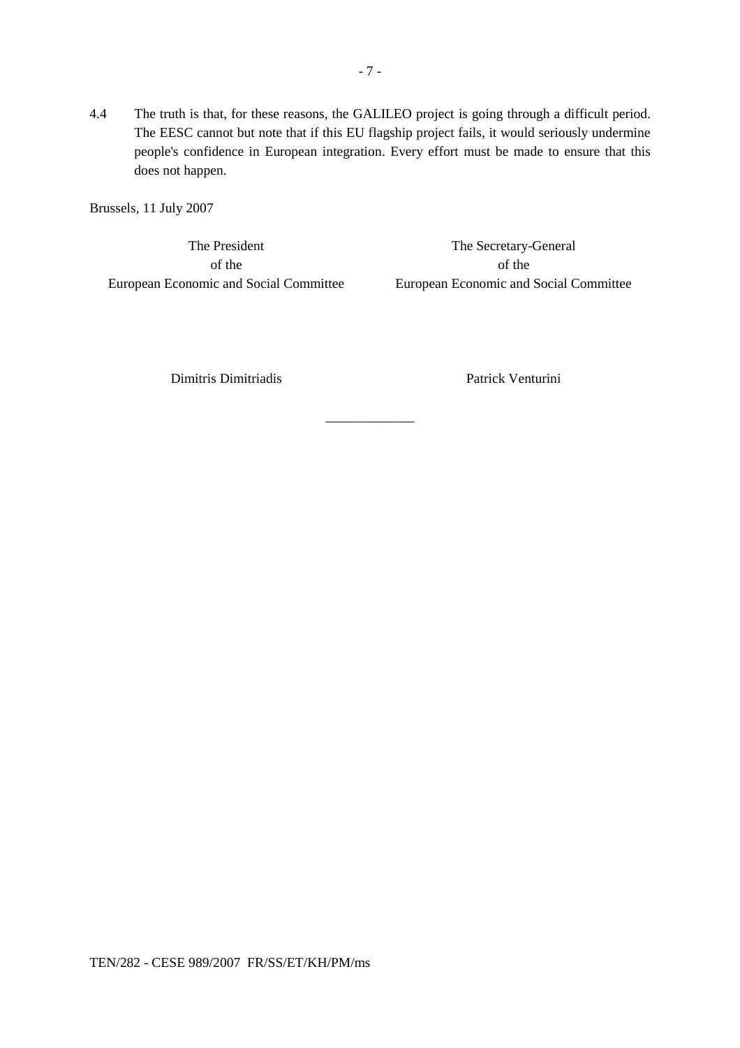4.4 The truth is that, for these reasons, the GALILEO project is going through a difficult period. The EESC cannot but note that if this EU flagship project fails, it would seriously undermine people's confidence in European integration. Every effort must be made to ensure that this does not happen.

Brussels, 11 July 2007

| | |
|---|---|
| The President<br>of the<br>European Economic and Social Committee | The Secretary-General<br>of the<br>European Economic and Social Committee |
| Dimitris Dimitriadis | Patrick Venturini |

_____________

TEN/282 - CESE 989/2007 FR/SS/ET/KH/PM/ms